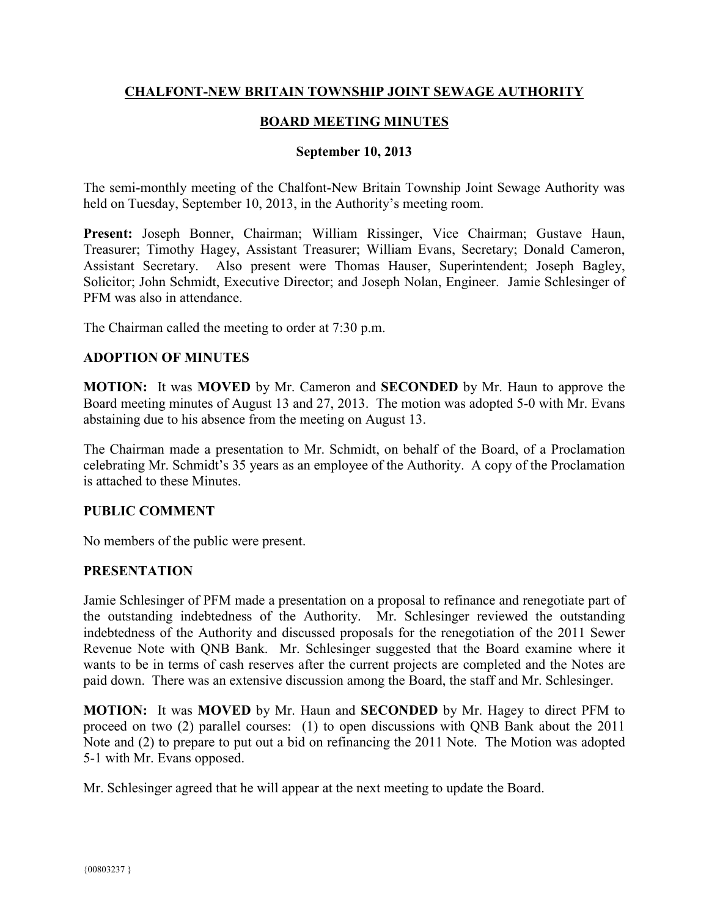# CHALFONT-NEW BRITAIN TOWNSHIP JOINT SEWAGE AUTHORITY

## BOARD MEETING MINUTES

### September 10, 2013

The semi-monthly meeting of the Chalfont-New Britain Township Joint Sewage Authority was held on Tuesday, September 10, 2013, in the Authority's meeting room.

**Present:** Joseph Bonner, Chairman; William Rissinger, Vice Chairman; Gustave Haun, Treasurer; Timothy Hagey, Assistant Treasurer; William Evans, Secretary; Donald Cameron, Assistant Secretary. Also present were Thomas Hauser, Superintendent; Joseph Bagley, Solicitor; John Schmidt, Executive Director; and Joseph Nolan, Engineer. Jamie Schlesinger of PFM was also in attendance.

The Chairman called the meeting to order at 7:30 p.m.

**ADOPTION OF MINUTES**

**MOTION:** It was **MOVED** by Mr. Cameron and **SECONDED** by Mr. Haun to approve the Board meeting minutes of August 13 and 27, 2013. The motion was adopted 5-0 with Mr. Evans abstaining due to his absence from the meeting on August 13.

The Chairman made a presentation to Mr. Schmidt, on behalf of the Board, of a Proclamation celebrating Mr. Schmidt's 35 years as an employee of the Authority. A copy of the Proclamation is attached to these Minutes.

**PUBLIC COMMENT**

No members of the public were present.

**PRESENTATION**

Jamie Schlesinger of PFM made a presentation on a proposal to refinance and renegotiate part of the outstanding indebtedness of the Authority. Mr. Schlesinger reviewed the outstanding indebtedness of the Authority and discussed proposals for the renegotiation of the 2011 Sewer Revenue Note with QNB Bank. Mr. Schlesinger suggested that the Board examine where it wants to be in terms of cash reserves after the current projects are completed and the Notes are paid down. There was an extensive discussion among the Board, the staff and Mr. Schlesinger.

**MOTION:** It was **MOVED** by Mr. Haun and **SECONDED** by Mr. Hagey to direct PFM to proceed on two (2) parallel courses: (1) to open discussions with QNB Bank about the 2011 Note and (2) to prepare to put out a bid on refinancing the 2011 Note. The Motion was adopted 5-1 with Mr. Evans opposed.

Mr. Schlesinger agreed that he will appear at the next meeting to update the Board.

{00803237 }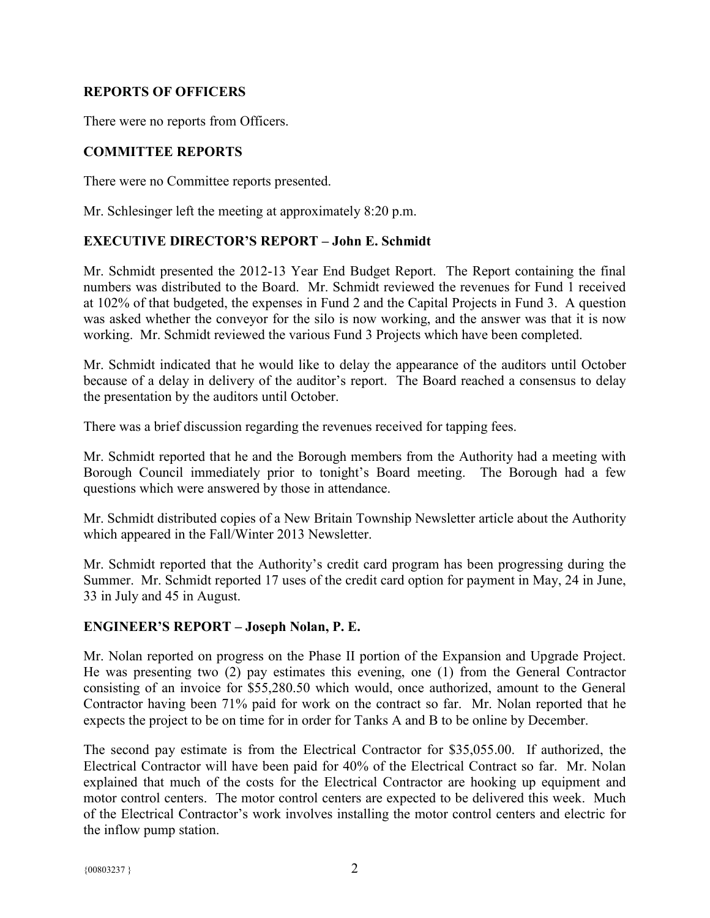## REPORTS OF OFFICERS

There were no reports from Officers.

## COMMITTEE REPORTS

There were no Committee reports presented.

Mr. Schlesinger left the meeting at approximately 8:20 p.m.

## EXECUTIVE DIRECTOR'S REPORT – John E. Schmidt

Mr. Schmidt presented the 2012-13 Year End Budget Report. The Report containing the final numbers was distributed to the Board. Mr. Schmidt reviewed the revenues for Fund 1 received at 102% of that budgeted, the expenses in Fund 2 and the Capital Projects in Fund 3. A question was asked whether the conveyor for the silo is now working, and the answer was that it is now working. Mr. Schmidt reviewed the various Fund 3 Projects which have been completed.

Mr. Schmidt indicated that he would like to delay the appearance of the auditors until October because of a delay in delivery of the auditor's report. The Board reached a consensus to delay the presentation by the auditors until October.

There was a brief discussion regarding the revenues received for tapping fees.

Mr. Schmidt reported that he and the Borough members from the Authority had a meeting with Borough Council immediately prior to tonight's Board meeting. The Borough had a few questions which were answered by those in attendance.

Mr. Schmidt distributed copies of a New Britain Township Newsletter article about the Authority which appeared in the Fall/Winter 2013 Newsletter.

Mr. Schmidt reported that the Authority's credit card program has been progressing during the Summer. Mr. Schmidt reported 17 uses of the credit card option for payment in May, 24 in June, 33 in July and 45 in August.

## ENGINEER'S REPORT – Joseph Nolan, P. E.

Mr. Nolan reported on progress on the Phase II portion of the Expansion and Upgrade Project. He was presenting two (2) pay estimates this evening, one (1) from the General Contractor consisting of an invoice for $55,280.50 which would, once authorized, amount to the General Contractor having been 71% paid for work on the contract so far. Mr. Nolan reported that he expects the project to be on time for in order for Tanks A and B to be online by December.

The second pay estimate is from the Electrical Contractor for $35,055.00. If authorized, the Electrical Contractor will have been paid for 40% of the Electrical Contract so far. Mr. Nolan explained that much of the costs for the Electrical Contractor are hooking up equipment and motor control centers. The motor control centers are expected to be delivered this week. Much of the Electrical Contractor's work involves installing the motor control centers and electric for the inflow pump station.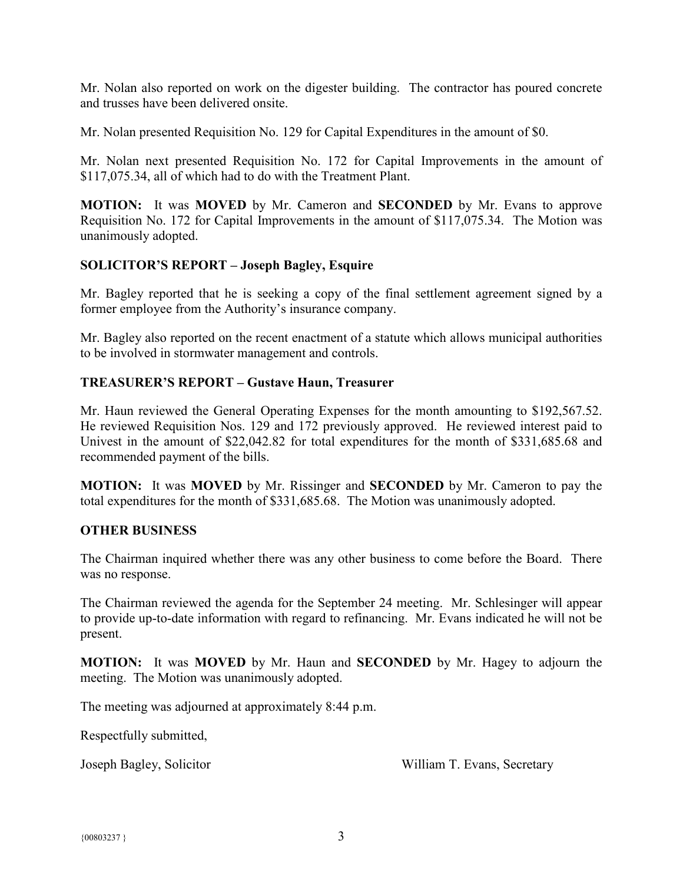Mr. Nolan also reported on work on the digester building. The contractor has poured concrete and trusses have been delivered onsite.

Mr. Nolan presented Requisition No. 129 for Capital Expenditures in the amount of $0.

Mr. Nolan next presented Requisition No. 172 for Capital Improvements in the amount of $117,075.34, all of which had to do with the Treatment Plant.

**MOTION:** It was **MOVED** by Mr. Cameron and **SECONDED** by Mr. Evans to approve Requisition No. 172 for Capital Improvements in the amount of $117,075.34. The Motion was unanimously adopted.

**SOLICITOR'S REPORT – Joseph Bagley, Esquire**

Mr. Bagley reported that he is seeking a copy of the final settlement agreement signed by a former employee from the Authority's insurance company.

Mr. Bagley also reported on the recent enactment of a statute which allows municipal authorities to be involved in stormwater management and controls.

**TREASURER'S REPORT – Gustave Haun, Treasurer**

Mr. Haun reviewed the General Operating Expenses for the month amounting to $192,567.52. He reviewed Requisition Nos. 129 and 172 previously approved. He reviewed interest paid to Univest in the amount of $22,042.82 for total expenditures for the month of $331,685.68 and recommended payment of the bills.

**MOTION:** It was **MOVED** by Mr. Rissinger and **SECONDED** by Mr. Cameron to pay the total expenditures for the month of $331,685.68. The Motion was unanimously adopted.

**OTHER BUSINESS**

The Chairman inquired whether there was any other business to come before the Board. There was no response.

The Chairman reviewed the agenda for the September 24 meeting. Mr. Schlesinger will appear to provide up-to-date information with regard to refinancing. Mr. Evans indicated he will not be present.

**MOTION:** It was **MOVED** by Mr. Haun and **SECONDED** by Mr. Hagey to adjourn the meeting. The Motion was unanimously adopted.

The meeting was adjourned at approximately 8:44 p.m.

Respectfully submitted,

Joseph Bagley, Solicitor                                        William T. Evans, Secretary

{00803237 }